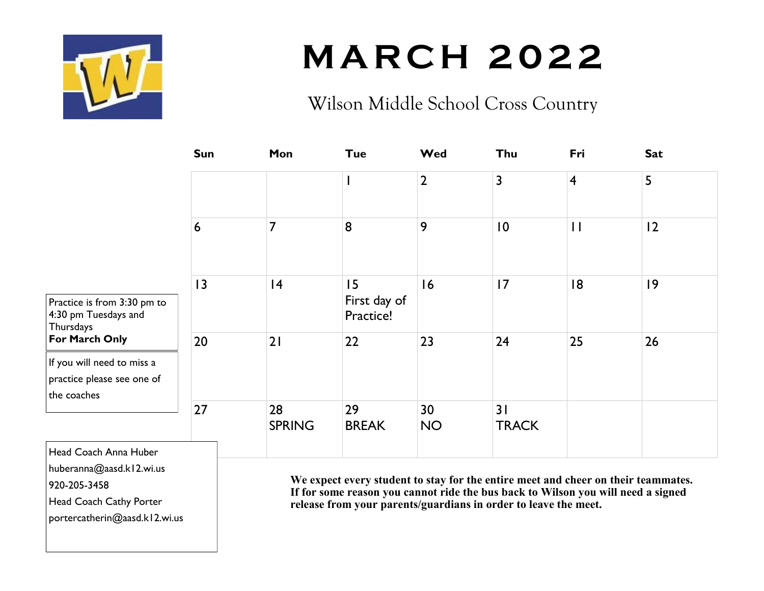# MARCH 2022

## Wilson Middle School Cross Country

| Sun | Mon | Tue | Wed | Thu | Fri | Sat |
|---|---|---|---|---|---|---|
| | | 1 | 2 | 3 | 4 | 5 |
| 6 | 7 | 8 | 9 | 10 | 11 | 12 |
| 13 | 14 | 15 First day of Practice! | 16 | 17 | 18 | 19 |
| 20 | 21 | 22 | 23 | 24 | 25 | 26 |
| 27 | 28 SPRING | 29 BREAK | 30 NO | 31 TRACK | | |

Practice is from 3:30 pm to 4:30 pm Tuesdays and Thursdays
**For March Only**

If you will need to miss a practice please see one of the coaches

Head Coach Anna Huber
huberanna@aasd.k12.wi.us
920-205-3458
Head Coach Cathy Porter
portercatherin@aasd.k12.wi.us

**We expect every student to stay for the entire meet and cheer on their teammates. If for some reason you cannot ride the bus back to Wilson you will need a signed release from your parents/guardians in order to leave the meet.**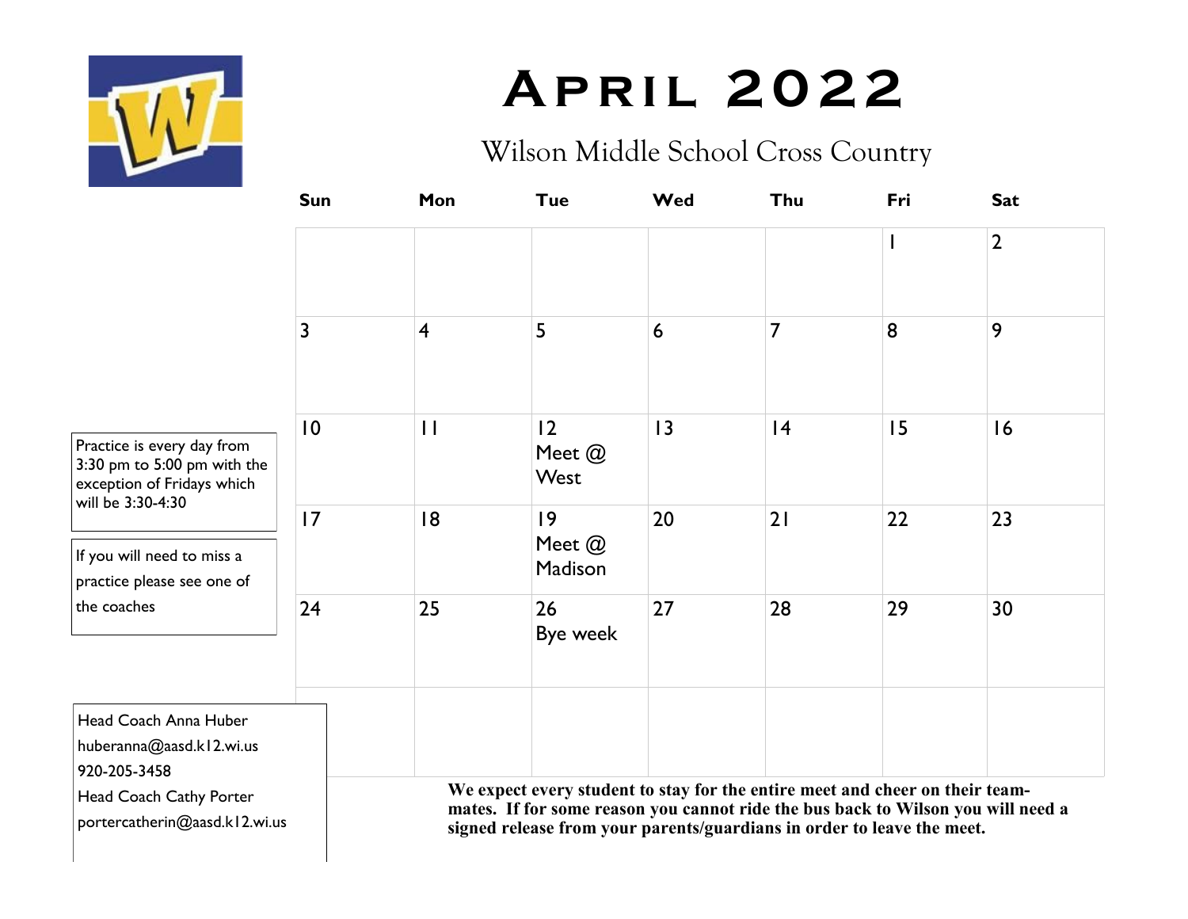# April 2022

## Wilson Middle School Cross Country

| Sun | Mon | Tue | Wed | Thu | Fri | Sat |
|---|---|---|---|---|---|---|
| | | | | | 1 | 2 |
| 3 | 4 | 5 | 6 | 7 | 8 | 9 |
| 10 | 11 | 12 Meet @ West | 13 | 14 | 15 | 16 |
| 17 | 18 | 19 Meet @ Madison | 20 | 21 | 22 | 23 |
| 24 | 25 | 26 Bye week | 27 | 28 | 29 | 30 |
| | | | | | | |

Practice is every day from 3:30 pm to 5:00 pm with the exception of Fridays which will be 3:30-4:30

If you will need to miss a practice please see one of the coaches

Head Coach Anna Huber
huberanna@aasd.k12.wi.us
920-205-3458
Head Coach Cathy Porter
portercatherin@aasd.k12.wi.us

**We expect every student to stay for the entire meet and cheer on their team-mates. If for some reason you cannot ride the bus back to Wilson you will need a signed release from your parents/guardians in order to leave the meet.**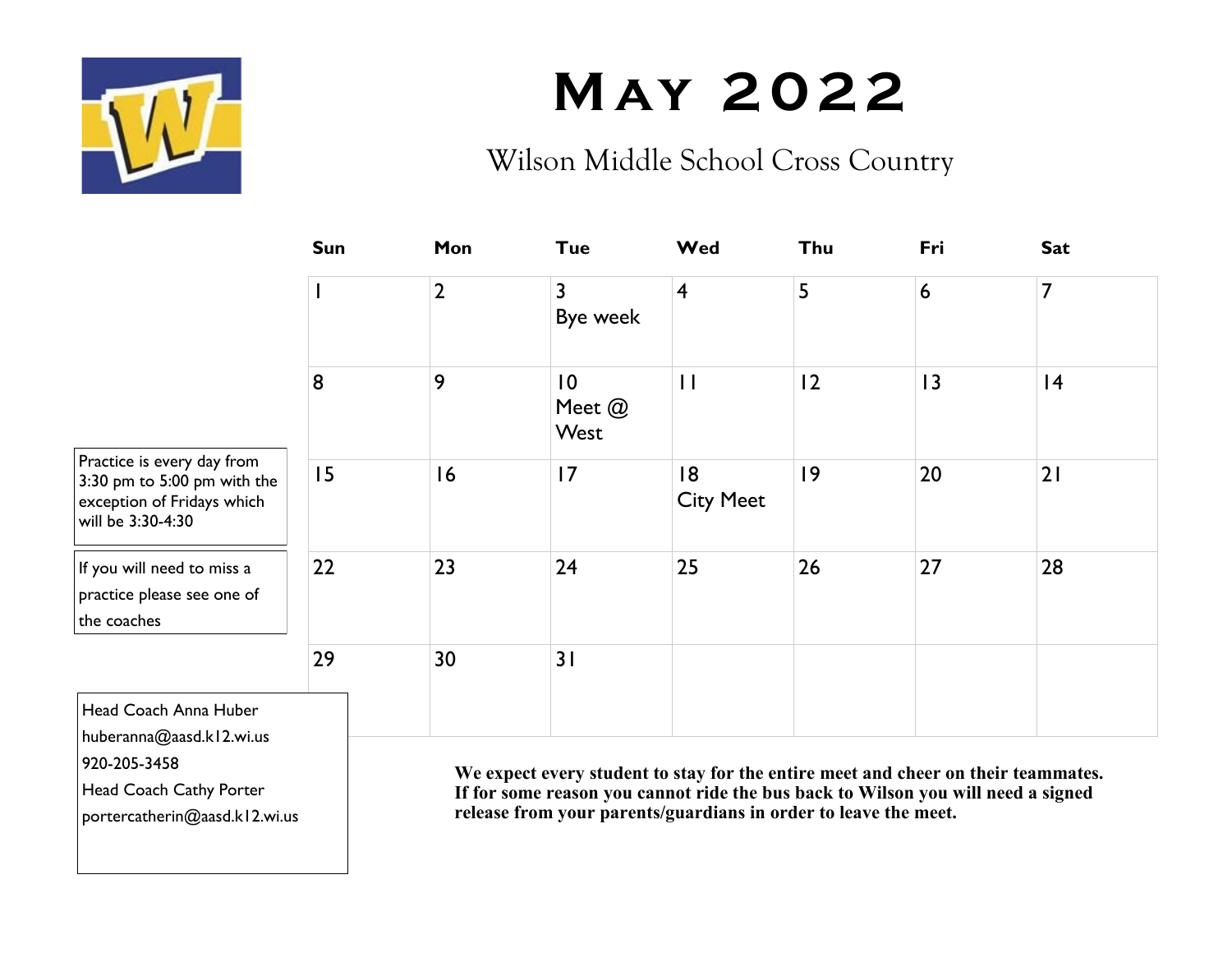# May 2022

## Wilson Middle School Cross Country

| Sun | Mon | Tue | Wed | Thu | Fri | Sat |
|---|---|---|---|---|---|---|
| 1 | 2 | 3 Bye week | 4 | 5 | 6 | 7 |
| 8 | 9 | 10 Meet @ West | 11 | 12 | 13 | 14 |
| 15 | 16 | 17 | 18 City Meet | 19 | 20 | 21 |
| 22 | 23 | 24 | 25 | 26 | 27 | 28 |
| 29 | 30 | 31 | | | | |

Practice is every day from 3:30 pm to 5:00 pm with the exception of Fridays which will be 3:30-4:30

If you will need to miss a practice please see one of the coaches

Head Coach Anna Huber
huberanna@aasd.k12.wi.us
920-205-3458
Head Coach Cathy Porter
portercatherin@aasd.k12.wi.us

**We expect every student to stay for the entire meet and cheer on their teammates. If for some reason you cannot ride the bus back to Wilson you will need a signed release from your parents/guardians in order to leave the meet.**